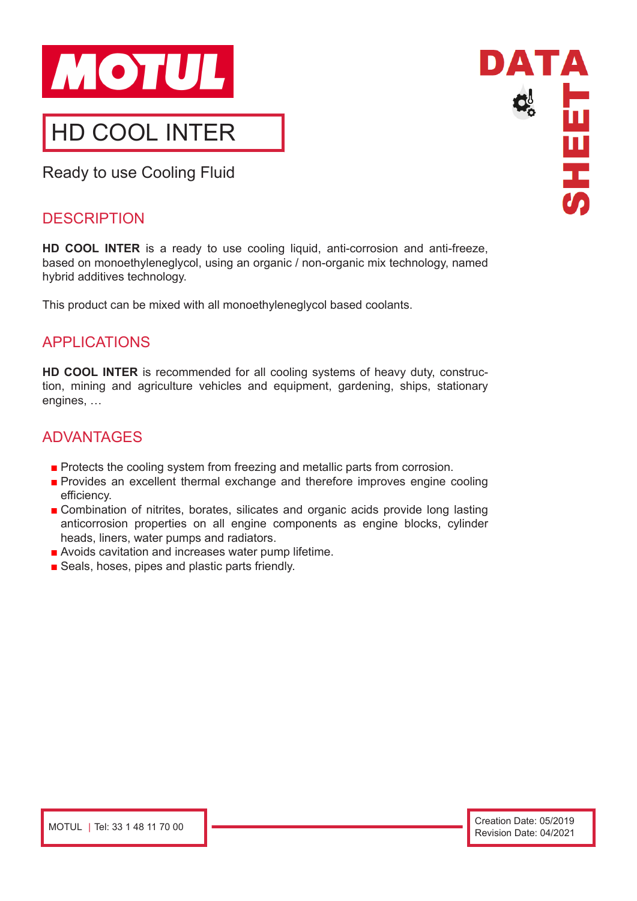# HD COOL INTER

Ready to use Cooling Fluid

## DESCRIPTION

**HD COOL INTER** is a ready to use cooling liquid, anti-corrosion and anti-freeze, based on monoethyleneglycol, using an organic / non-organic mix technology, named hybrid additives technology.

This product can be mixed with all monoethyleneglycol based coolants.

## APPLICATIONS

**HD COOL INTER** is recommended for all cooling systems of heavy duty, construction, mining and agriculture vehicles and equipment, gardening, ships, stationary engines, …

## ADVANTAGES

- Protects the cooling system from freezing and metallic parts from corrosion.
- Provides an excellent thermal exchange and therefore improves engine cooling efficiency.
- Combination of nitrites, borates, silicates and organic acids provide long lasting anticorrosion properties on all engine components as engine blocks, cylinder heads, liners, water pumps and radiators.
- Avoids cavitation and increases water pump lifetime.
- Seals, hoses, pipes and plastic parts friendly.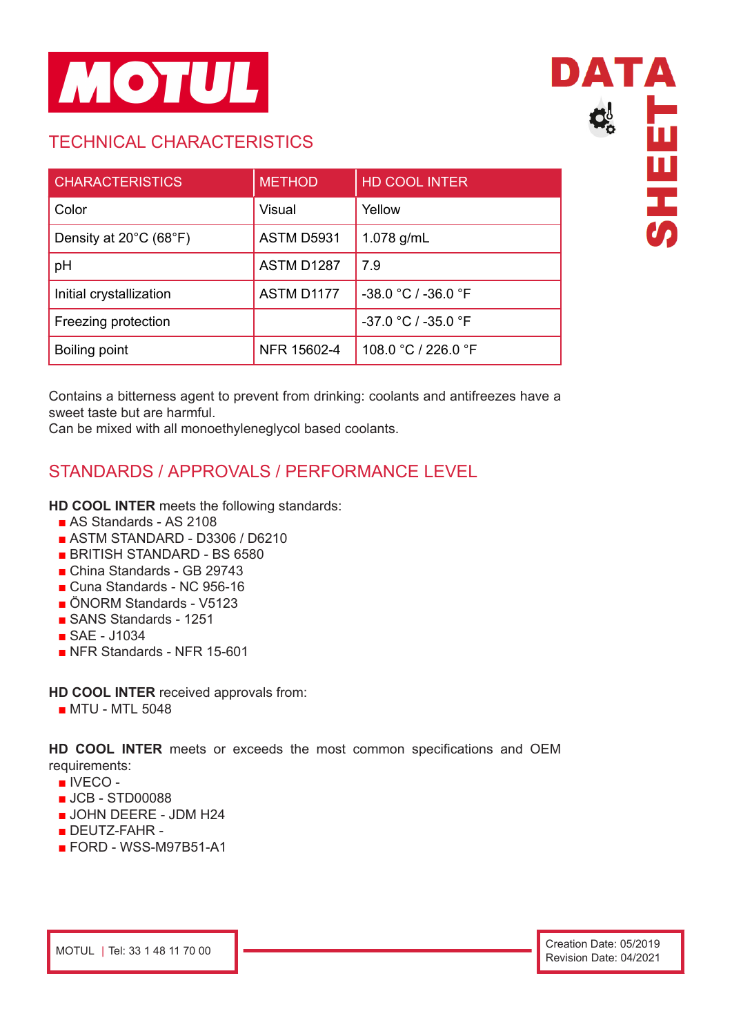## TECHNICAL CHARACTERISTICS

| CHARACTERISTICS | METHOD | HD COOL INTER |
|---|---|---|
| Color | Visual | Yellow |
| Density at 20°C (68°F) | ASTM D5931 | 1.078 g/mL |
| pH | ASTM D1287 | 7.9 |
| Initial crystallization | ASTM D1177 | -38.0 °C / -36.0 °F |
| Freezing protection | | -37.0 °C / -35.0 °F |
| Boiling point | NFR 15602-4 | 108.0 °C / 226.0 °F |

Contains a bitterness agent to prevent from drinking: coolants and antifreezes have a sweet taste but are harmful.
Can be mixed with all monoethyleneglycol based coolants.

## STANDARDS / APPROVALS / PERFORMANCE LEVEL

**HD COOL INTER** meets the following standards:

- AS Standards - AS 2108
- ASTM STANDARD - D3306 / D6210
- BRITISH STANDARD - BS 6580
- China Standards - GB 29743
- Cuna Standards - NC 956-16
- ÖNORM Standards - V5123
- SANS Standards - 1251
- SAE - J1034
- NFR Standards - NFR 15-601

**HD COOL INTER** received approvals from:

- MTU - MTL 5048

**HD COOL INTER** meets or exceeds the most common specifications and OEM requirements:

- IVECO -
- JCB - STD00088
- JOHN DEERE - JDM H24
- DEUTZ-FAHR -
- FORD - WSS-M97B51-A1

MOTUL | Tel: 33 1 48 11 70 00

Creation Date: 05/2019
Revision Date: 04/2021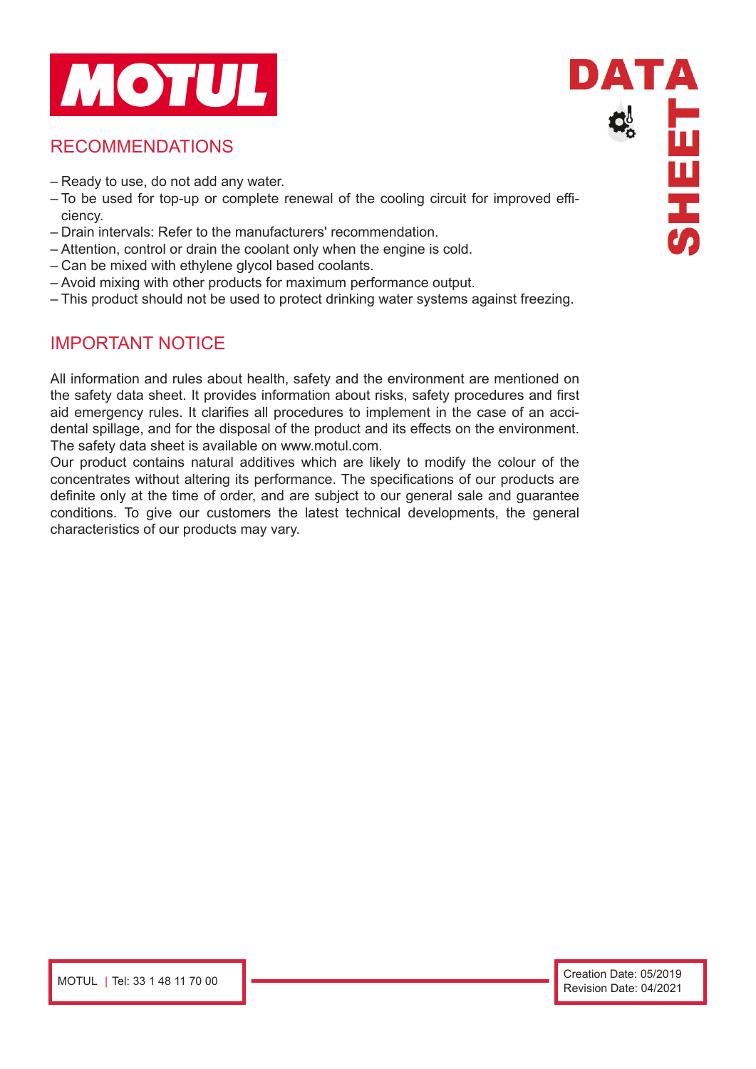## RECOMMENDATIONS

- Ready to use, do not add any water.
- To be used for top-up or complete renewal of the cooling circuit for improved efficiency.
- Drain intervals: Refer to the manufacturers' recommendation.
- Attention, control or drain the coolant only when the engine is cold.
- Can be mixed with ethylene glycol based coolants.
- Avoid mixing with other products for maximum performance output.
- This product should not be used to protect drinking water systems against freezing.

## IMPORTANT NOTICE

All information and rules about health, safety and the environment are mentioned on the safety data sheet. It provides information about risks, safety procedures and first aid emergency rules. It clarifies all procedures to implement in the case of an accidental spillage, and for the disposal of the product and its effects on the environment. The safety data sheet is available on www.motul.com.
Our product contains natural additives which are likely to modify the colour of the concentrates without altering its performance. The specifications of our products are definite only at the time of order, and are subject to our general sale and guarantee conditions. To give our customers the latest technical developments, the general characteristics of our products may vary.

MOTUL | Tel: 33 1 48 11 70 00

Creation Date: 05/2019
Revision Date: 04/2021